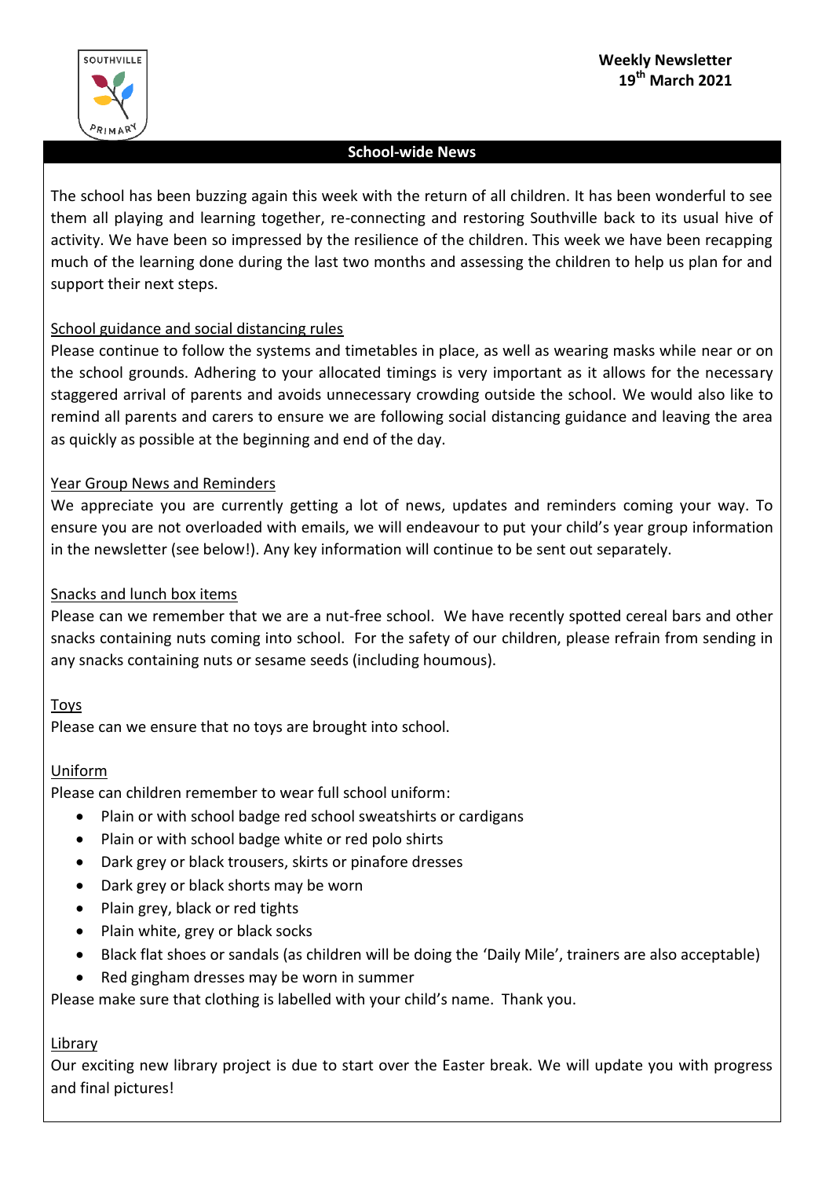**Weekly Newsletter**
**19th March 2021**

## School-wide News

The school has been buzzing again this week with the return of all children. It has been wonderful to see them all playing and learning together, re-connecting and restoring Southville back to its usual hive of activity. We have been so impressed by the resilience of the children. This week we have been recapping much of the learning done during the last two months and assessing the children to help us plan for and support their next steps.

### School guidance and social distancing rules

Please continue to follow the systems and timetables in place, as well as wearing masks while near or on the school grounds. Adhering to your allocated timings is very important as it allows for the necessary staggered arrival of parents and avoids unnecessary crowding outside the school. We would also like to remind all parents and carers to ensure we are following social distancing guidance and leaving the area as quickly as possible at the beginning and end of the day.

### Year Group News and Reminders

We appreciate you are currently getting a lot of news, updates and reminders coming your way. To ensure you are not overloaded with emails, we will endeavour to put your child's year group information in the newsletter (see below!). Any key information will continue to be sent out separately.

### Snacks and lunch box items

Please can we remember that we are a nut-free school. We have recently spotted cereal bars and other snacks containing nuts coming into school. For the safety of our children, please refrain from sending in any snacks containing nuts or sesame seeds (including houmous).

### Toys

Please can we ensure that no toys are brought into school.

### Uniform

Please can children remember to wear full school uniform:

- Plain or with school badge red school sweatshirts or cardigans
- Plain or with school badge white or red polo shirts
- Dark grey or black trousers, skirts or pinafore dresses
- Dark grey or black shorts may be worn
- Plain grey, black or red tights
- Plain white, grey or black socks
- Black flat shoes or sandals (as children will be doing the 'Daily Mile', trainers are also acceptable)
- Red gingham dresses may be worn in summer

Please make sure that clothing is labelled with your child's name. Thank you.

### Library

Our exciting new library project is due to start over the Easter break. We will update you with progress and final pictures!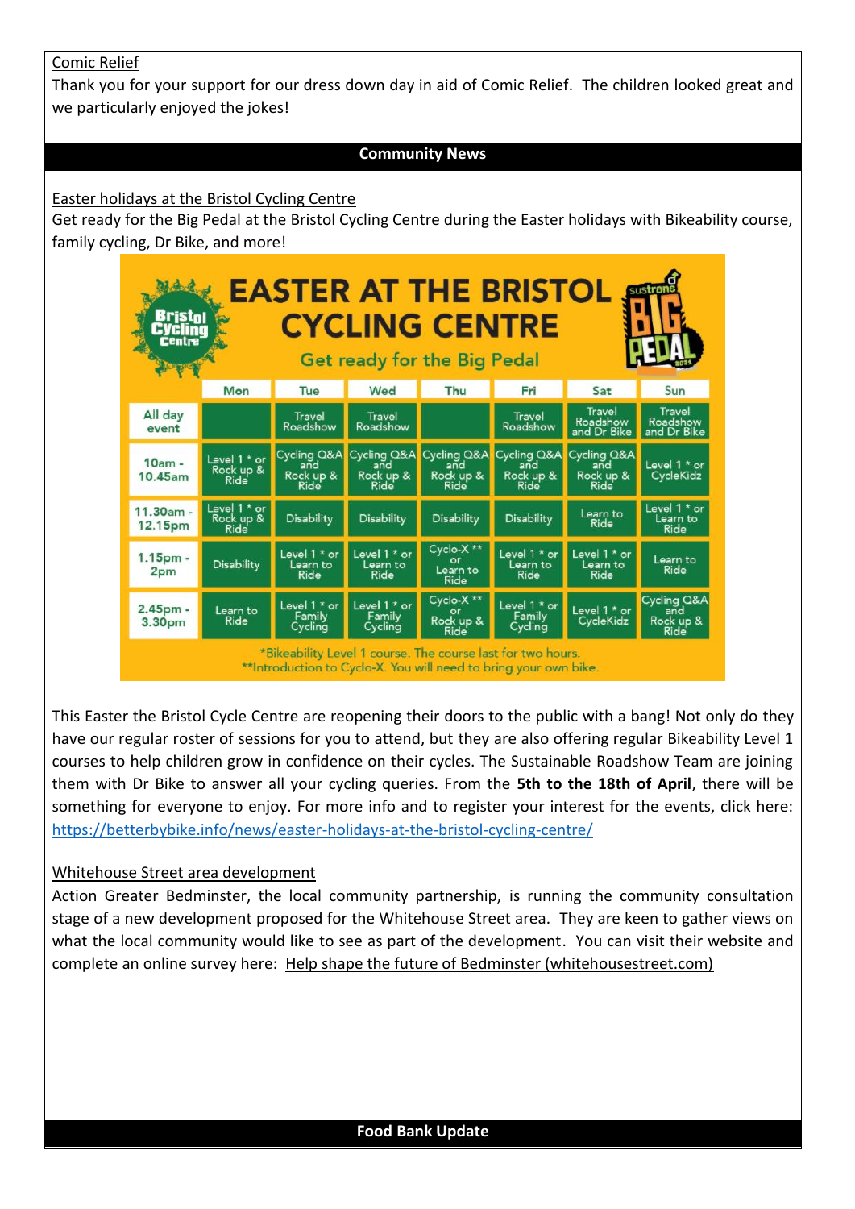Comic Relief

Thank you for your support for our dress down day in aid of Comic Relief. The children looked great and we particularly enjoyed the jokes!

## Community News

Easter holidays at the Bristol Cycling Centre

Get ready for the Big Pedal at the Bristol Cycling Centre during the Easter holidays with Bikeability course, family cycling, Dr Bike, and more!

# EASTER AT THE BRISTOL CYCLING CENTRE

Get ready for the Big Pedal

| | Mon | Tue | Wed | Thu | Fri | Sat | Sun |
|---|---|---|---|---|---|---|---|
| All day event | | Travel Roadshow | Travel Roadshow | | Travel Roadshow | Travel Roadshow and Dr Bike | Travel Roadshow and Dr Bike |
| 10am - 10.45am | Level 1 * or Rock up & Ride | Cycling Q&A and Rock up & Ride | Cycling Q&A and Rock up & Ride | Cycling Q&A and Rock up & Ride | Cycling Q&A and Rock up & Ride | Cycling Q&A and Rock up & Ride | Level 1 * or CycleKidz |
| 11.30am - 12.15pm | Level 1 * or Rock up & Ride | Disability | Disability | Disability | Disability | Learn to Ride | Level 1 * or Learn to Ride |
| 1.15pm - 2pm | Disability | Level 1 * or Learn to Ride | Level 1 * or Learn to Ride | Cyclo-X ** or Learn to Ride | Level 1 * or Learn to Ride | Level 1 * or Learn to Ride | Learn to Ride |
| 2.45pm - 3.30pm | Learn to Ride | Level 1 * or Family Cycling | Level 1 * or Family Cycling | Cyclo-X ** or Rock up & Ride | Level 1 * or Family Cycling | Level 1 * or CycleKidz | Cycling Q&A and Rock up & Ride |

*Bikeability Level 1 course. The course last for two hours.
**Introduction to Cyclo-X. You will need to bring your own bike.

This Easter the Bristol Cycle Centre are reopening their doors to the public with a bang! Not only do they have our regular roster of sessions for you to attend, but they are also offering regular Bikeability Level 1 courses to help children grow in confidence on their cycles. The Sustainable Roadshow Team are joining them with Dr Bike to answer all your cycling queries. From the **5th to the 18th of April**, there will be something for everyone to enjoy. For more info and to register your interest for the events, click here: https://betterbybike.info/news/easter-holidays-at-the-bristol-cycling-centre/

Whitehouse Street area development

Action Greater Bedminster, the local community partnership, is running the community consultation stage of a new development proposed for the Whitehouse Street area. They are keen to gather views on what the local community would like to see as part of the development. You can visit their website and complete an online survey here: Help shape the future of Bedminster (whitehousestreet.com)

## Food Bank Update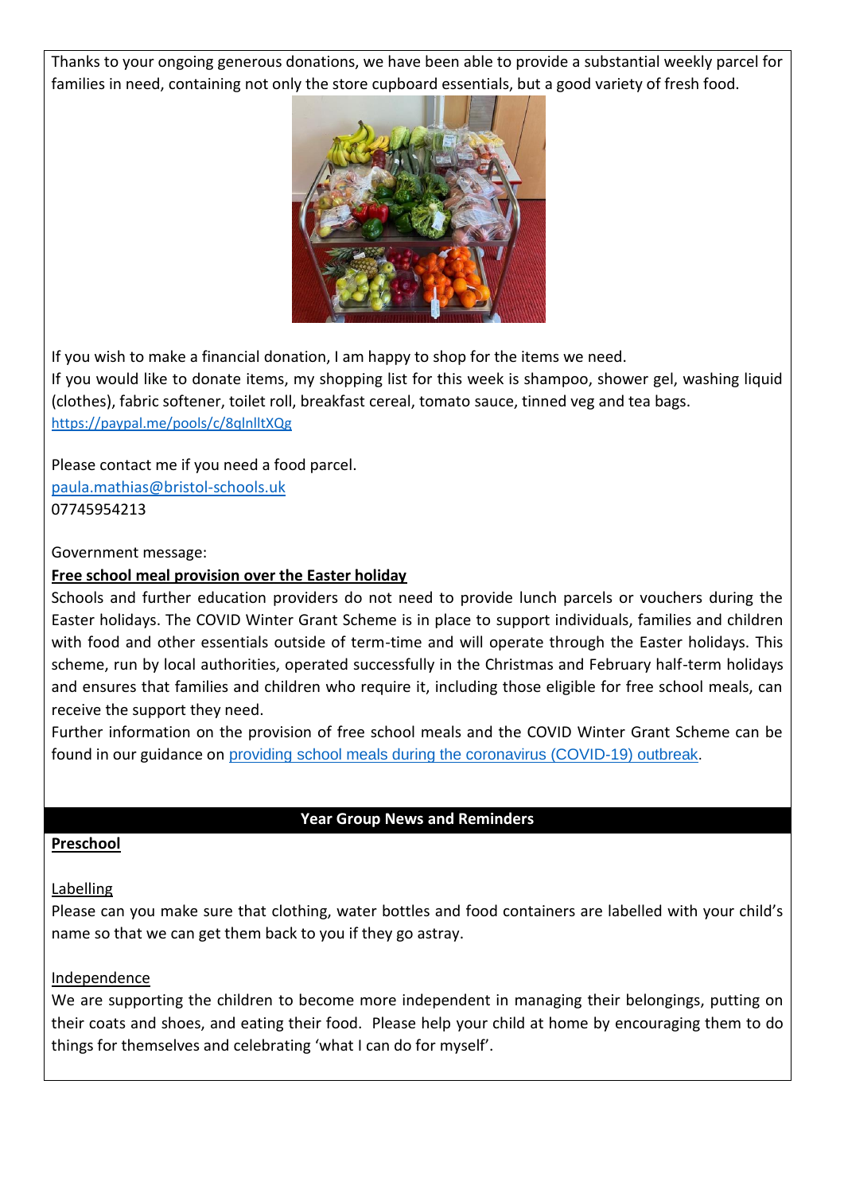Thanks to your ongoing generous donations, we have been able to provide a substantial weekly parcel for families in need, containing not only the store cupboard essentials, but a good variety of fresh food.

If you wish to make a financial donation, I am happy to shop for the items we need.
If you would like to donate items, my shopping list for this week is shampoo, shower gel, washing liquid (clothes), fabric softener, toilet roll, breakfast cereal, tomato sauce, tinned veg and tea bags.
https://paypal.me/pools/c/8qlnlltXQg

Please contact me if you need a food parcel.
paula.mathias@bristol-schools.uk
07745954213

Government message:

**Free school meal provision over the Easter holiday**

Schools and further education providers do not need to provide lunch parcels or vouchers during the Easter holidays. The COVID Winter Grant Scheme is in place to support individuals, families and children with food and other essentials outside of term-time and will operate through the Easter holidays. This scheme, run by local authorities, operated successfully in the Christmas and February half-term holidays and ensures that families and children who require it, including those eligible for free school meals, can receive the support they need.
Further information on the provision of free school meals and the COVID Winter Grant Scheme can be found in our guidance on providing school meals during the coronavirus (COVID-19) outbreak.

## Year Group News and Reminders

### Preschool

**Labelling**

Please can you make sure that clothing, water bottles and food containers are labelled with your child's name so that we can get them back to you if they go astray.

**Independence**

We are supporting the children to become more independent in managing their belongings, putting on their coats and shoes, and eating their food. Please help your child at home by encouraging them to do things for themselves and celebrating 'what I can do for myself'.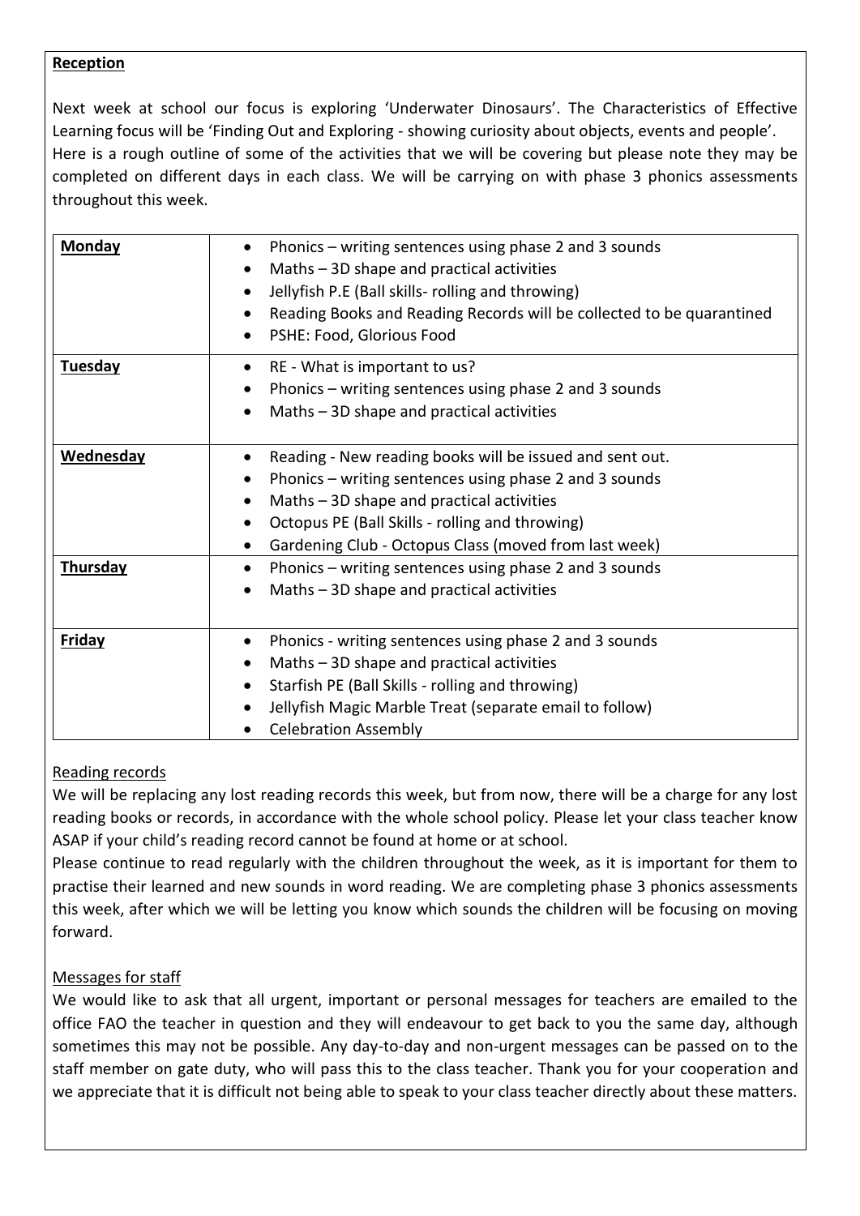**Reception**

Next week at school our focus is exploring 'Underwater Dinosaurs'. The Characteristics of Effective Learning focus will be 'Finding Out and Exploring - showing curiosity about objects, events and people'.
Here is a rough outline of some of the activities that we will be covering but please note they may be completed on different days in each class. We will be carrying on with phase 3 phonics assessments throughout this week.

| | |
|---|---|
| **Monday** | • Phonics – writing sentences using phase 2 and 3 sounds<br>• Maths – 3D shape and practical activities<br>• Jellyfish P.E (Ball skills- rolling and throwing)<br>• Reading Books and Reading Records will be collected to be quarantined<br>• PSHE: Food, Glorious Food |
| **Tuesday** | • RE - What is important to us?<br>• Phonics – writing sentences using phase 2 and 3 sounds<br>• Maths – 3D shape and practical activities |
| **Wednesday** | • Reading - New reading books will be issued and sent out.<br>• Phonics – writing sentences using phase 2 and 3 sounds<br>• Maths – 3D shape and practical activities<br>• Octopus PE (Ball Skills - rolling and throwing)<br>• Gardening Club - Octopus Class (moved from last week) |
| **Thursday** | • Phonics – writing sentences using phase 2 and 3 sounds<br>• Maths – 3D shape and practical activities |
| **Friday** | • Phonics - writing sentences using phase 2 and 3 sounds<br>• Maths – 3D shape and practical activities<br>• Starfish PE (Ball Skills - rolling and throwing)<br>• Jellyfish Magic Marble Treat (separate email to follow)<br>• Celebration Assembly |

Reading records

We will be replacing any lost reading records this week, but from now, there will be a charge for any lost reading books or records, in accordance with the whole school policy. Please let your class teacher know ASAP if your child's reading record cannot be found at home or at school.
Please continue to read regularly with the children throughout the week, as it is important for them to practise their learned and new sounds in word reading. We are completing phase 3 phonics assessments this week, after which we will be letting you know which sounds the children will be focusing on moving forward.

Messages for staff

We would like to ask that all urgent, important or personal messages for teachers are emailed to the office FAO the teacher in question and they will endeavour to get back to you the same day, although sometimes this may not be possible. Any day-to-day and non-urgent messages can be passed on to the staff member on gate duty, who will pass this to the class teacher. Thank you for your cooperation and we appreciate that it is difficult not being able to speak to your class teacher directly about these matters.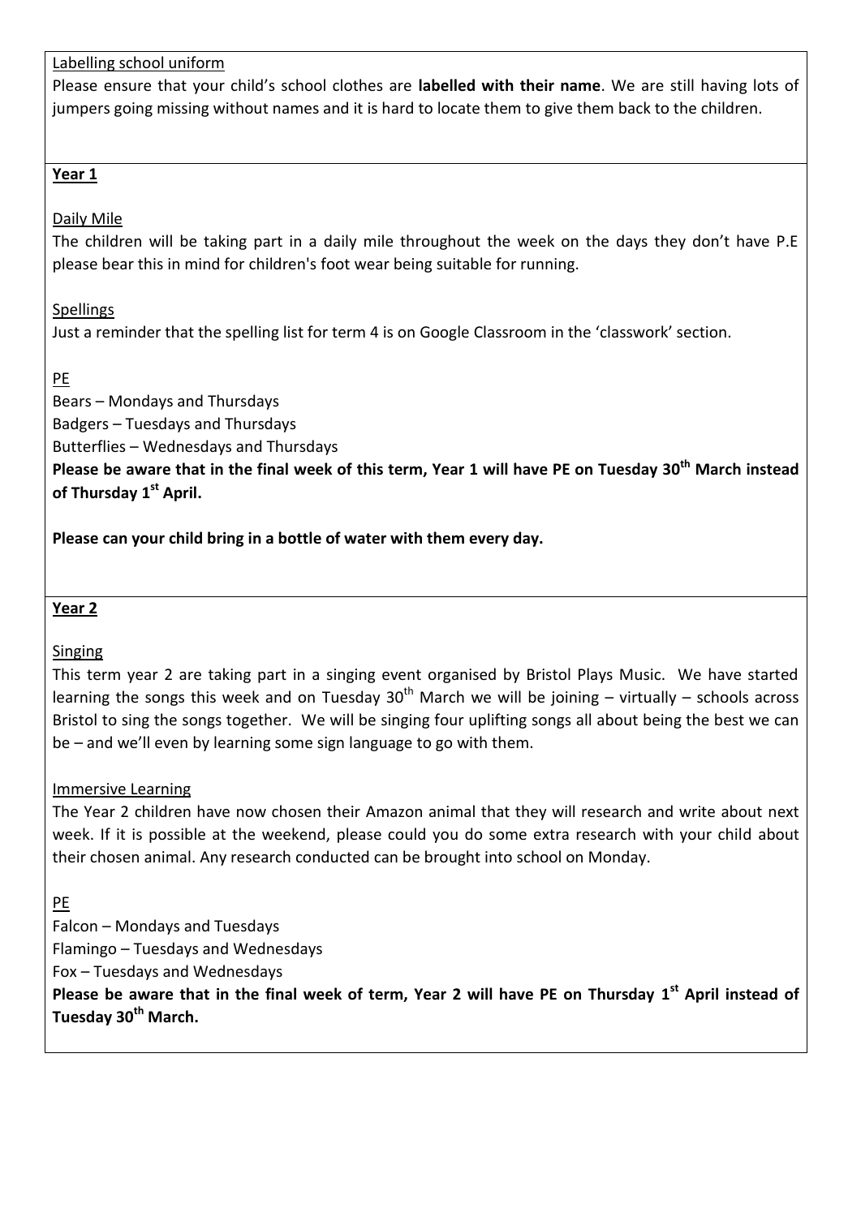Labelling school uniform

Please ensure that your child's school clothes are **labelled with their name**. We are still having lots of jumpers going missing without names and it is hard to locate them to give them back to the children.

## Year 1

Daily Mile

The children will be taking part in a daily mile throughout the week on the days they don't have P.E please bear this in mind for children's foot wear being suitable for running.

Spellings

Just a reminder that the spelling list for term 4 is on Google Classroom in the 'classwork' section.

PE

Bears – Mondays and Thursdays

Badgers – Tuesdays and Thursdays

Butterflies – Wednesdays and Thursdays

**Please be aware that in the final week of this term, Year 1 will have PE on Tuesday 30th March instead of Thursday 1st April.**

**Please can your child bring in a bottle of water with them every day.**

## Year 2

Singing

This term year 2 are taking part in a singing event organised by Bristol Plays Music. We have started learning the songs this week and on Tuesday 30th March we will be joining – virtually – schools across Bristol to sing the songs together. We will be singing four uplifting songs all about being the best we can be – and we'll even by learning some sign language to go with them.

Immersive Learning

The Year 2 children have now chosen their Amazon animal that they will research and write about next week. If it is possible at the weekend, please could you do some extra research with your child about their chosen animal. Any research conducted can be brought into school on Monday.

PE

Falcon – Mondays and Tuesdays

Flamingo – Tuesdays and Wednesdays

Fox – Tuesdays and Wednesdays

**Please be aware that in the final week of term, Year 2 will have PE on Thursday 1st April instead of Tuesday 30th March.**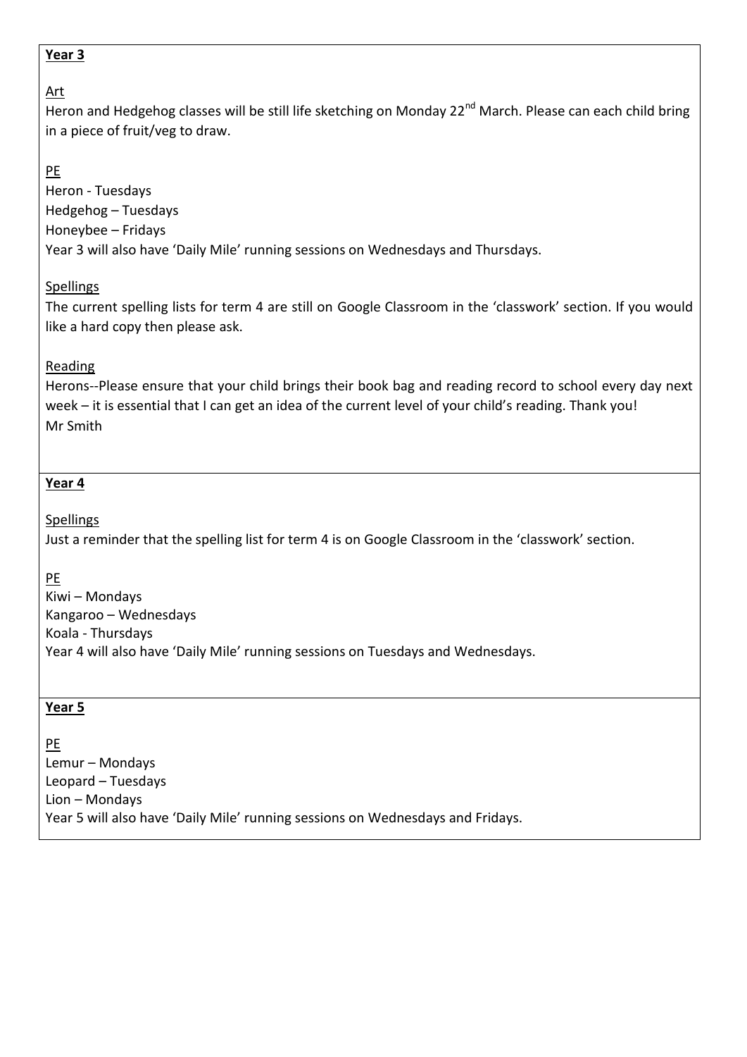**Year 3**

Art

Heron and Hedgehog classes will be still life sketching on Monday 22nd March. Please can each child bring in a piece of fruit/veg to draw.

PE

Heron - Tuesdays
Hedgehog – Tuesdays
Honeybee – Fridays
Year 3 will also have 'Daily Mile' running sessions on Wednesdays and Thursdays.

Spellings

The current spelling lists for term 4 are still on Google Classroom in the 'classwork' section. If you would like a hard copy then please ask.

Reading

Herons--Please ensure that your child brings their book bag and reading record to school every day next week – it is essential that I can get an idea of the current level of your child's reading. Thank you!
Mr Smith

**Year 4**

Spellings

Just a reminder that the spelling list for term 4 is on Google Classroom in the 'classwork' section.

PE

Kiwi – Mondays
Kangaroo – Wednesdays
Koala - Thursdays
Year 4 will also have 'Daily Mile' running sessions on Tuesdays and Wednesdays.

**Year 5**

PE

Lemur – Mondays
Leopard – Tuesdays
Lion – Mondays
Year 5 will also have 'Daily Mile' running sessions on Wednesdays and Fridays.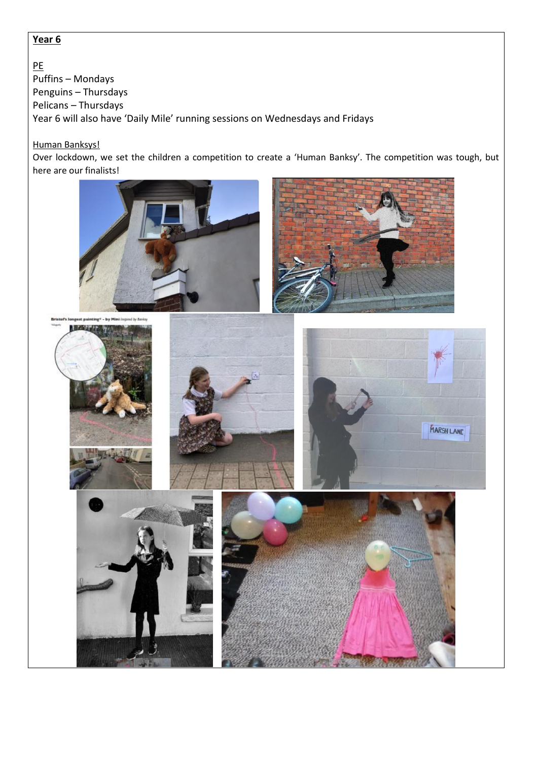**Year 6**

PE

Puffins – Mondays
Penguins – Thursdays
Pelicans – Thursdays
Year 6 will also have 'Daily Mile' running sessions on Wednesdays and Fridays

Human Banksys!

Over lockdown, we set the children a competition to create a 'Human Banksy'. The competition was tough, but here are our finalists!